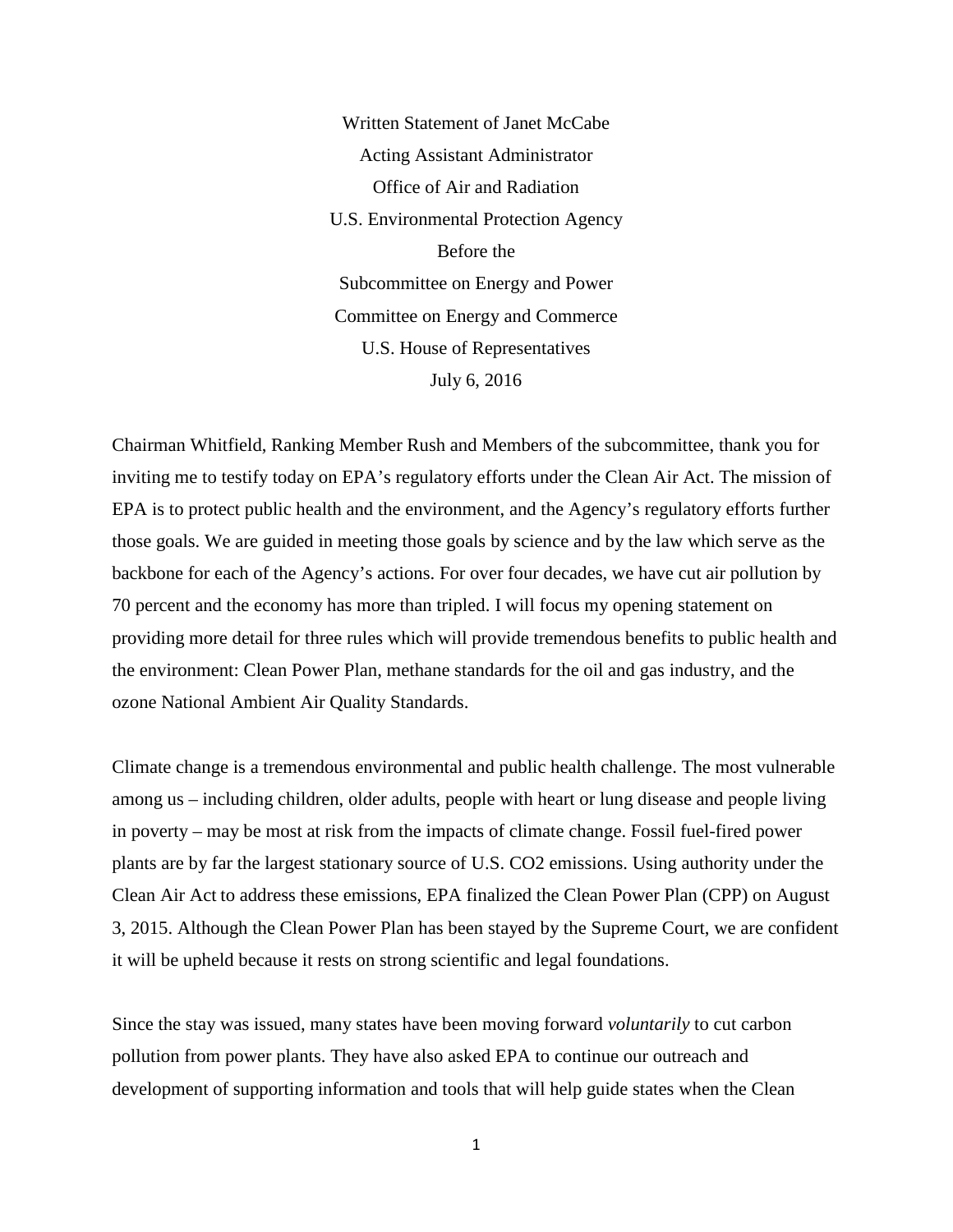Written Statement of Janet McCabe
Acting Assistant Administrator
Office of Air and Radiation
U.S. Environmental Protection Agency
Before the
Subcommittee on Energy and Power
Committee on Energy and Commerce
U.S. House of Representatives
July 6, 2016

Chairman Whitfield, Ranking Member Rush and Members of the subcommittee, thank you for inviting me to testify today on EPA's regulatory efforts under the Clean Air Act. The mission of EPA is to protect public health and the environment, and the Agency's regulatory efforts further those goals. We are guided in meeting those goals by science and by the law which serve as the backbone for each of the Agency's actions. For over four decades, we have cut air pollution by 70 percent and the economy has more than tripled. I will focus my opening statement on providing more detail for three rules which will provide tremendous benefits to public health and the environment: Clean Power Plan, methane standards for the oil and gas industry, and the ozone National Ambient Air Quality Standards.

Climate change is a tremendous environmental and public health challenge. The most vulnerable among us – including children, older adults, people with heart or lung disease and people living in poverty – may be most at risk from the impacts of climate change. Fossil fuel-fired power plants are by far the largest stationary source of U.S. $CO_2$ emissions. Using authority under the Clean Air Act to address these emissions, EPA finalized the Clean Power Plan (CPP) on August 3, 2015. Although the Clean Power Plan has been stayed by the Supreme Court, we are confident it will be upheld because it rests on strong scientific and legal foundations.

Since the stay was issued, many states have been moving forward *voluntarily* to cut carbon pollution from power plants. They have also asked EPA to continue our outreach and development of supporting information and tools that will help guide states when the Clean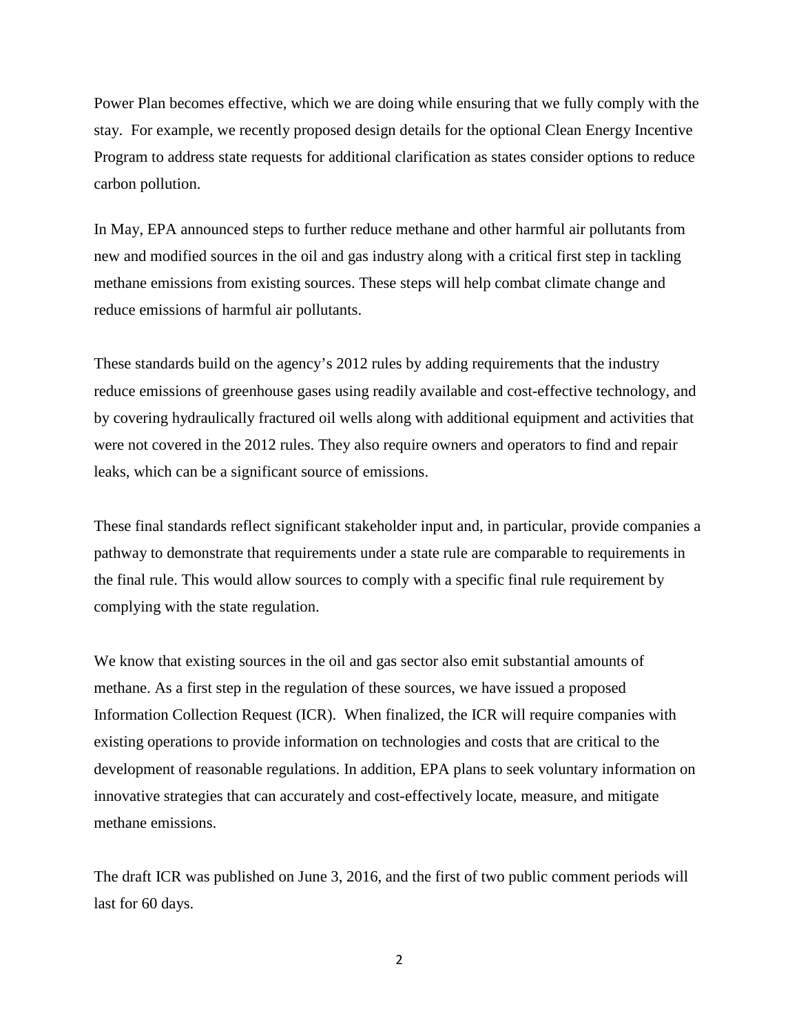Power Plan becomes effective, which we are doing while ensuring that we fully comply with the stay. For example, we recently proposed design details for the optional Clean Energy Incentive Program to address state requests for additional clarification as states consider options to reduce carbon pollution.

In May, EPA announced steps to further reduce methane and other harmful air pollutants from new and modified sources in the oil and gas industry along with a critical first step in tackling methane emissions from existing sources. These steps will help combat climate change and reduce emissions of harmful air pollutants.

These standards build on the agency's 2012 rules by adding requirements that the industry reduce emissions of greenhouse gases using readily available and cost-effective technology, and by covering hydraulically fractured oil wells along with additional equipment and activities that were not covered in the 2012 rules. They also require owners and operators to find and repair leaks, which can be a significant source of emissions.

These final standards reflect significant stakeholder input and, in particular, provide companies a pathway to demonstrate that requirements under a state rule are comparable to requirements in the final rule. This would allow sources to comply with a specific final rule requirement by complying with the state regulation.

We know that existing sources in the oil and gas sector also emit substantial amounts of methane. As a first step in the regulation of these sources, we have issued a proposed Information Collection Request (ICR). When finalized, the ICR will require companies with existing operations to provide information on technologies and costs that are critical to the development of reasonable regulations. In addition, EPA plans to seek voluntary information on innovative strategies that can accurately and cost-effectively locate, measure, and mitigate methane emissions.

The draft ICR was published on June 3, 2016, and the first of two public comment periods will last for 60 days.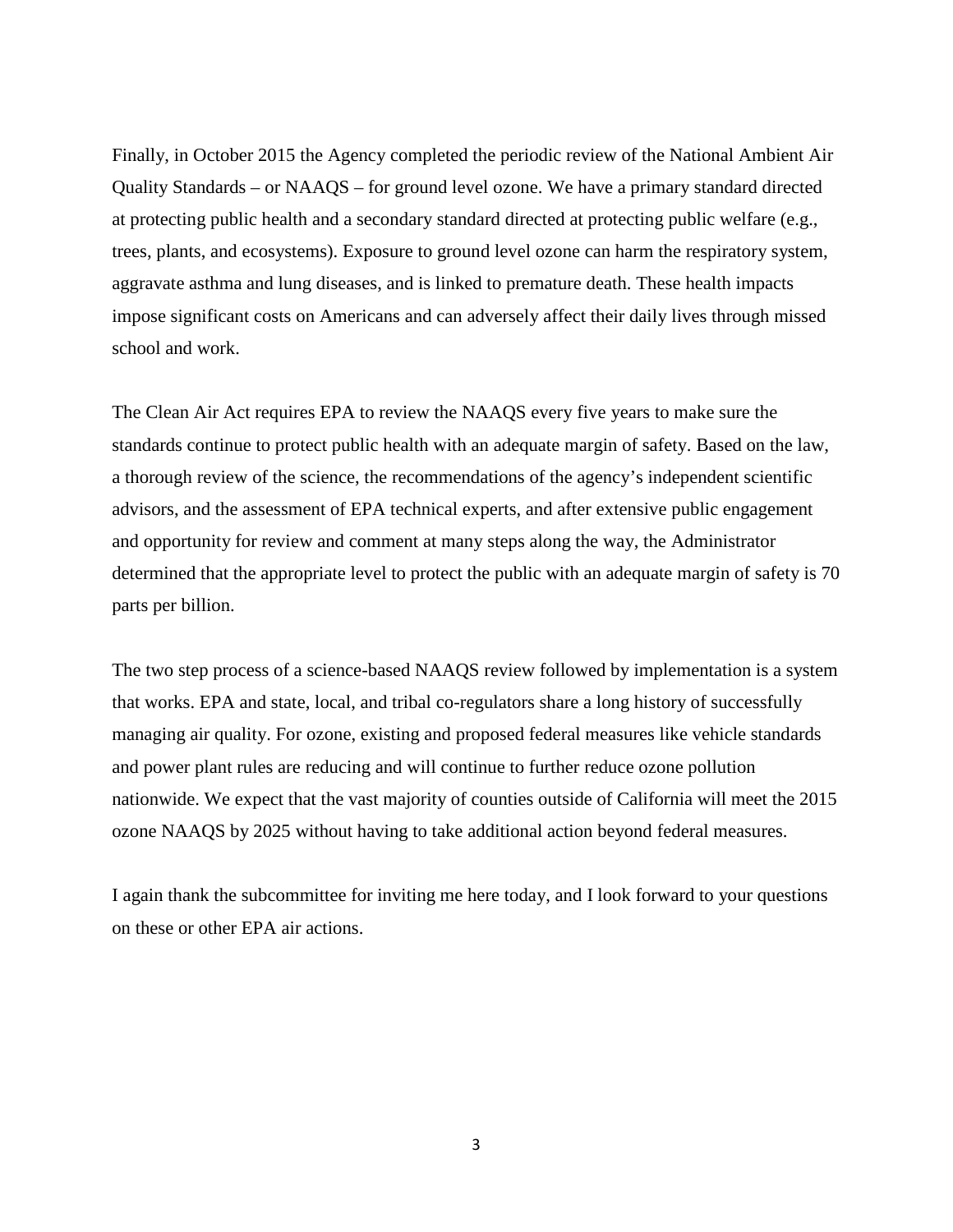Finally, in October 2015 the Agency completed the periodic review of the National Ambient Air Quality Standards – or NAAQS – for ground level ozone. We have a primary standard directed at protecting public health and a secondary standard directed at protecting public welfare (e.g., trees, plants, and ecosystems). Exposure to ground level ozone can harm the respiratory system, aggravate asthma and lung diseases, and is linked to premature death. These health impacts impose significant costs on Americans and can adversely affect their daily lives through missed school and work.

The Clean Air Act requires EPA to review the NAAQS every five years to make sure the standards continue to protect public health with an adequate margin of safety. Based on the law, a thorough review of the science, the recommendations of the agency's independent scientific advisors, and the assessment of EPA technical experts, and after extensive public engagement and opportunity for review and comment at many steps along the way, the Administrator determined that the appropriate level to protect the public with an adequate margin of safety is 70 parts per billion.

The two step process of a science-based NAAQS review followed by implementation is a system that works. EPA and state, local, and tribal co-regulators share a long history of successfully managing air quality. For ozone, existing and proposed federal measures like vehicle standards and power plant rules are reducing and will continue to further reduce ozone pollution nationwide. We expect that the vast majority of counties outside of California will meet the 2015 ozone NAAQS by 2025 without having to take additional action beyond federal measures.

I again thank the subcommittee for inviting me here today, and I look forward to your questions on these or other EPA air actions.